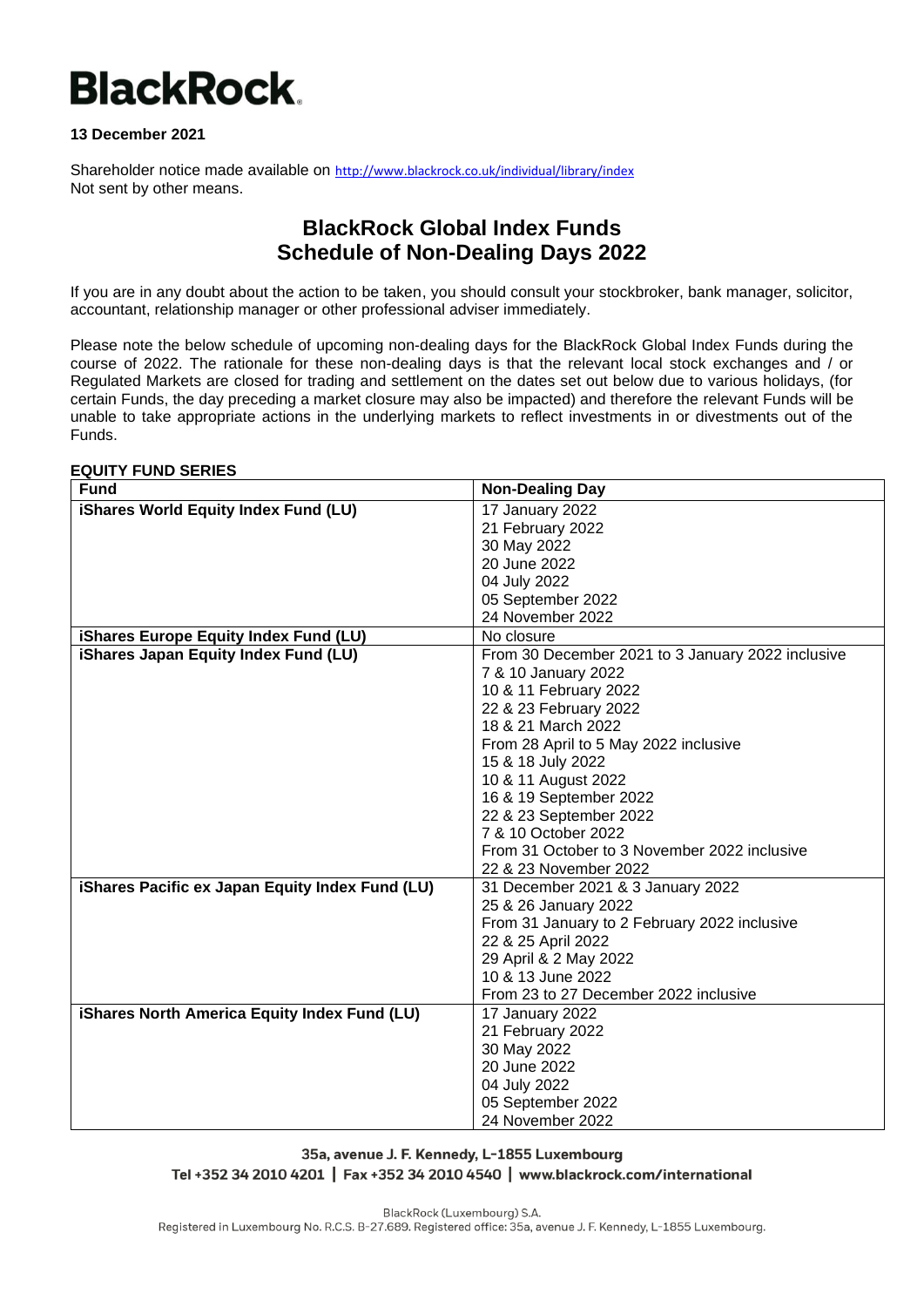**BlackRock**

**13 December 2021**

Shareholder notice made available on http://www.blackrock.co.uk/individual/library/index
Not sent by other means.

# BlackRock Global Index Funds
# Schedule of Non-Dealing Days 2022

If you are in any doubt about the action to be taken, you should consult your stockbroker, bank manager, solicitor, accountant, relationship manager or other professional adviser immediately.

Please note the below schedule of upcoming non-dealing days for the BlackRock Global Index Funds during the course of 2022. The rationale for these non-dealing days is that the relevant local stock exchanges and / or Regulated Markets are closed for trading and settlement on the dates set out below due to various holidays, (for certain Funds, the day preceding a market closure may also be impacted) and therefore the relevant Funds will be unable to take appropriate actions in the underlying markets to reflect investments in or divestments out of the Funds.

**EQUITY FUND SERIES**

| Fund | Non-Dealing Day |
|---|---|
| **iShares World Equity Index Fund (LU)** | 17 January 2022<br>21 February 2022<br>30 May 2022<br>20 June 2022<br>04 July 2022<br>05 September 2022<br>24 November 2022 |
| **iShares Europe Equity Index Fund (LU)** | No closure |
| **iShares Japan Equity Index Fund (LU)** | From 30 December 2021 to 3 January 2022 inclusive<br>7 & 10 January 2022<br>10 & 11 February 2022<br>22 & 23 February 2022<br>18 & 21 March 2022<br>From 28 April to 5 May 2022 inclusive<br>15 & 18 July 2022<br>10 & 11 August 2022<br>16 & 19 September 2022<br>22 & 23 September 2022<br>7 & 10 October 2022<br>From 31 October to 3 November 2022 inclusive<br>22 & 23 November 2022 |
| **iShares Pacific ex Japan Equity Index Fund (LU)** | 31 December 2021 & 3 January 2022<br>25 & 26 January 2022<br>From 31 January to 2 February 2022 inclusive<br>22 & 25 April 2022<br>29 April & 2 May 2022<br>10 & 13 June 2022<br>From 23 to 27 December 2022 inclusive |
| **iShares North America Equity Index Fund (LU)** | 17 January 2022<br>21 February 2022<br>30 May 2022<br>20 June 2022<br>04 July 2022<br>05 September 2022<br>24 November 2022 |

35a, avenue J. F. Kennedy, L-1855 Luxembourg
Tel +352 34 2010 4201 | Fax +352 34 2010 4540 | www.blackrock.com/international

BlackRock (Luxembourg) S.A.
Registered in Luxembourg No. R.C.S. B-27.689. Registered office: 35a, avenue J. F. Kennedy, L-1855 Luxembourg.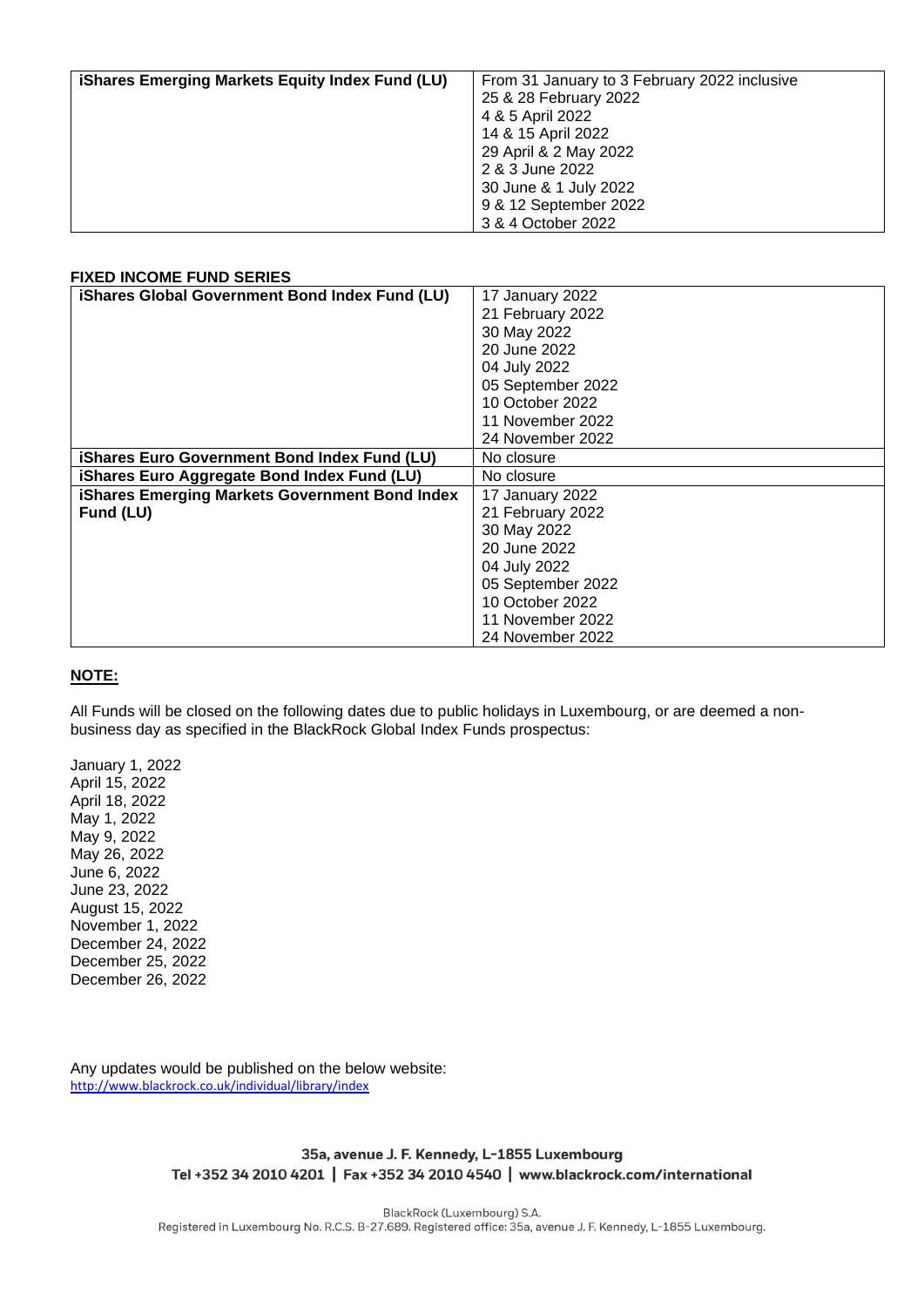| | |
|---|---|
| **iShares Emerging Markets Equity Index Fund (LU)** | From 31 January to 3 February 2022 inclusive<br>25 & 28 February 2022<br>4 & 5 April 2022<br>14 & 15 April 2022<br>29 April & 2 May 2022<br>2 & 3 June 2022<br>30 June & 1 July 2022<br>9 & 12 September 2022<br>3 & 4 October 2022 |

**FIXED INCOME FUND SERIES**

| | |
|---|---|
| **iShares Global Government Bond Index Fund (LU)** | 17 January 2022<br>21 February 2022<br>30 May 2022<br>20 June 2022<br>04 July 2022<br>05 September 2022<br>10 October 2022<br>11 November 2022<br>24 November 2022 |
| **iShares Euro Government Bond Index Fund (LU)** | No closure |
| **iShares Euro Aggregate Bond Index Fund (LU)** | No closure |
| **iShares Emerging Markets Government Bond Index Fund (LU)** | 17 January 2022<br>21 February 2022<br>30 May 2022<br>20 June 2022<br>04 July 2022<br>05 September 2022<br>10 October 2022<br>11 November 2022<br>24 November 2022 |

**NOTE:**

All Funds will be closed on the following dates due to public holidays in Luxembourg, or are deemed a non-business day as specified in the BlackRock Global Index Funds prospectus:

January 1, 2022
April 15, 2022
April 18, 2022
May 1, 2022
May 9, 2022
May 26, 2022
June 6, 2022
June 23, 2022
August 15, 2022
November 1, 2022
December 24, 2022
December 25, 2022
December 26, 2022

Any updates would be published on the below website:
http://www.blackrock.co.uk/individual/library/index

35a, avenue J. F. Kennedy, L-1855 Luxembourg
Tel +352 34 2010 4201 | Fax +352 34 2010 4540 | www.blackrock.com/international

BlackRock (Luxembourg) S.A.
Registered in Luxembourg No. R.C.S. B-27.689. Registered office: 35a, avenue J. F. Kennedy, L-1855 Luxembourg.